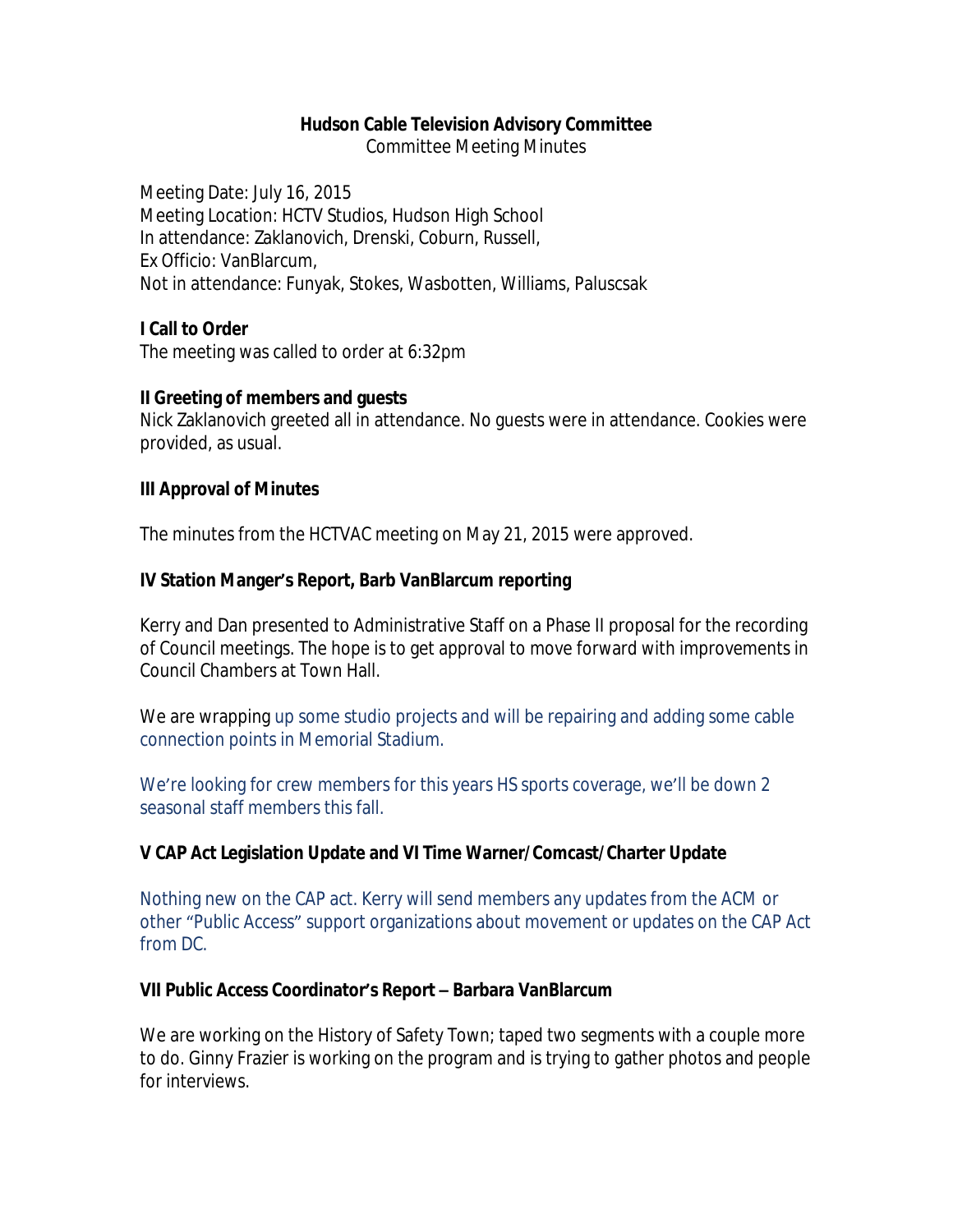**Hudson Cable Television Advisory Committee**

Committee Meeting Minutes

Meeting Date: July 16, 2015
Meeting Location: HCTV Studios, Hudson High School
In attendance: Zaklanovich, Drenski, Coburn, Russell,
Ex Officio: VanBlarcum,
Not in attendance: Funyak, Stokes, Wasbotten, Williams, Paluscsak

**I Call to Order**

The meeting was called to order at 6:32pm

**II Greeting of members and guests**

Nick Zaklanovich greeted all in attendance. No guests were in attendance. Cookies were provided, as usual.

**III Approval of Minutes**

The minutes from the HCTVAC meeting on May 21, 2015 were approved.

**IV Station Manger's Report, Barb VanBlarcum reporting**

Kerry and Dan presented to Administrative Staff on a Phase II proposal for the recording of Council meetings. The hope is to get approval to move forward with improvements in Council Chambers at Town Hall.

We are wrapping up some studio projects and will be repairing and adding some cable connection points in Memorial Stadium.

We're looking for crew members for this years HS sports coverage, we'll be down 2 seasonal staff members this fall.

**V CAP Act Legislation Update and VI Time Warner/Comcast/Charter Update**

Nothing new on the CAP act. Kerry will send members any updates from the ACM or other "Public Access" support organizations about movement or updates on the CAP Act from DC.

**VII Public Access Coordinator's Report – Barbara VanBlarcum**

We are working on the History of Safety Town; taped two segments with a couple more to do. Ginny Frazier is working on the program and is trying to gather photos and people for interviews.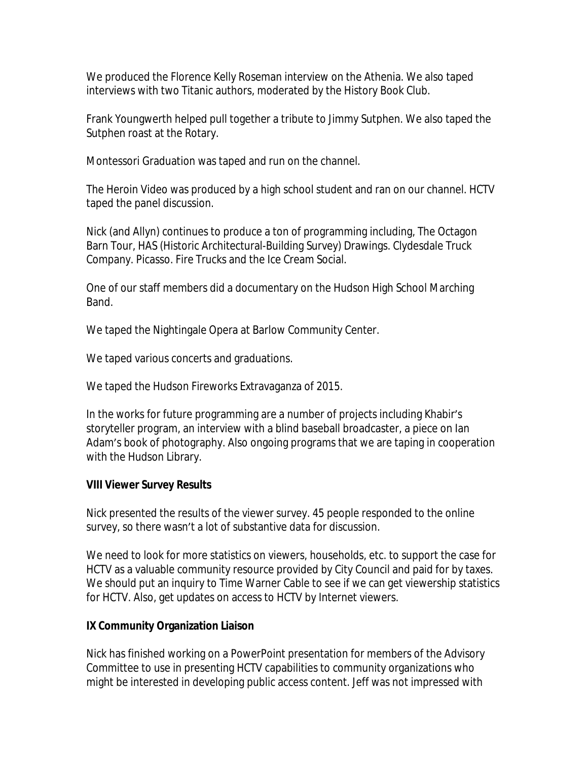We produced the Florence Kelly Roseman interview on the Athenia. We also taped interviews with two Titanic authors, moderated by the History Book Club.

Frank Youngwerth helped pull together a tribute to Jimmy Sutphen. We also taped the Sutphen roast at the Rotary.

Montessori Graduation was taped and run on the channel.

The Heroin Video was produced by a high school student and ran on our channel. HCTV taped the panel discussion.

Nick (and Allyn) continues to produce a ton of programming including, The Octagon Barn Tour, HAS (Historic Architectural-Building Survey) Drawings. Clydesdale Truck Company. Picasso. Fire Trucks and the Ice Cream Social.

One of our staff members did a documentary on the Hudson High School Marching Band.

We taped the Nightingale Opera at Barlow Community Center.

We taped various concerts and graduations.

We taped the Hudson Fireworks Extravaganza of 2015.

In the works for future programming are a number of projects including Khabir's storyteller program, an interview with a blind baseball broadcaster, a piece on Ian Adam's book of photography. Also ongoing programs that we are taping in cooperation with the Hudson Library.

**VIII Viewer Survey Results**

Nick presented the results of the viewer survey. 45 people responded to the online survey, so there wasn't a lot of substantive data for discussion.

We need to look for more statistics on viewers, households, etc. to support the case for HCTV as a valuable community resource provided by City Council and paid for by taxes. We should put an inquiry to Time Warner Cable to see if we can get viewership statistics for HCTV. Also, get updates on access to HCTV by Internet viewers.

**IX Community Organization Liaison**

Nick has finished working on a PowerPoint presentation for members of the Advisory Committee to use in presenting HCTV capabilities to community organizations who might be interested in developing public access content. Jeff was not impressed with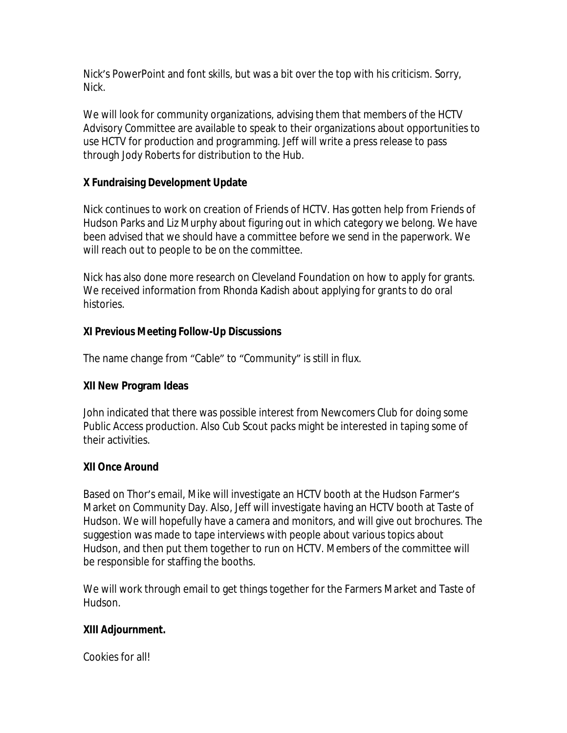Nick's PowerPoint and font skills, but was a bit over the top with his criticism. Sorry, Nick.

We will look for community organizations, advising them that members of the HCTV Advisory Committee are available to speak to their organizations about opportunities to use HCTV for production and programming. Jeff will write a press release to pass through Jody Roberts for distribution to the Hub.

**X Fundraising Development Update**

Nick continues to work on creation of Friends of HCTV. Has gotten help from Friends of Hudson Parks and Liz Murphy about figuring out in which category we belong. We have been advised that we should have a committee before we send in the paperwork. We will reach out to people to be on the committee.

Nick has also done more research on Cleveland Foundation on how to apply for grants. We received information from Rhonda Kadish about applying for grants to do oral histories.

**XI Previous Meeting Follow-Up Discussions**

The name change from "Cable" to "Community" is still in flux.

**XII New Program Ideas**

John indicated that there was possible interest from Newcomers Club for doing some Public Access production. Also Cub Scout packs might be interested in taping some of their activities.

**XII Once Around**

Based on Thor's email, Mike will investigate an HCTV booth at the Hudson Farmer's Market on Community Day. Also, Jeff will investigate having an HCTV booth at Taste of Hudson. We will hopefully have a camera and monitors, and will give out brochures. The suggestion was made to tape interviews with people about various topics about Hudson, and then put them together to run on HCTV. Members of the committee will be responsible for staffing the booths.

We will work through email to get things together for the Farmers Market and Taste of Hudson.

**XIII Adjournment.**

Cookies for all!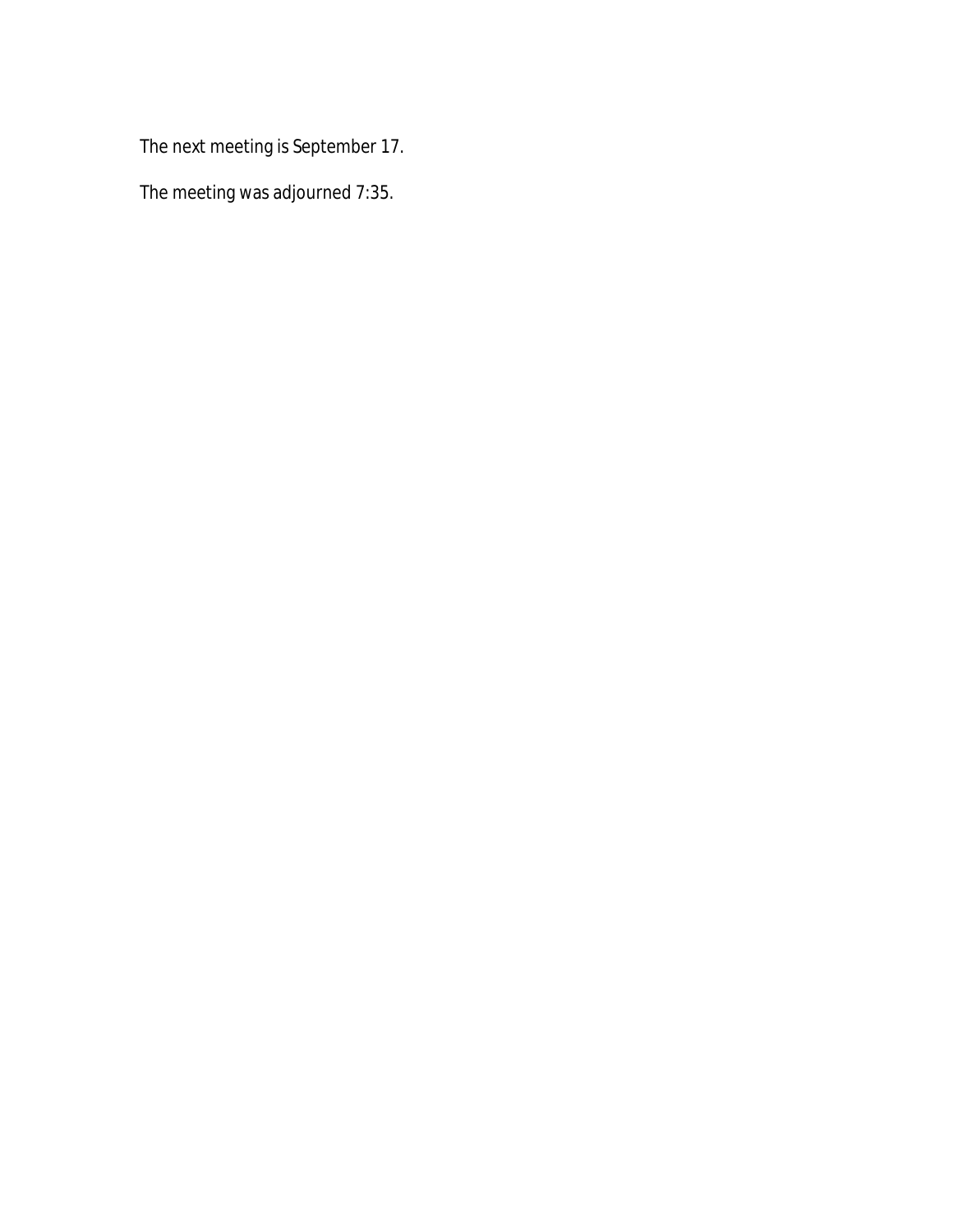The next meeting is September 17.

The meeting was adjourned 7:35.